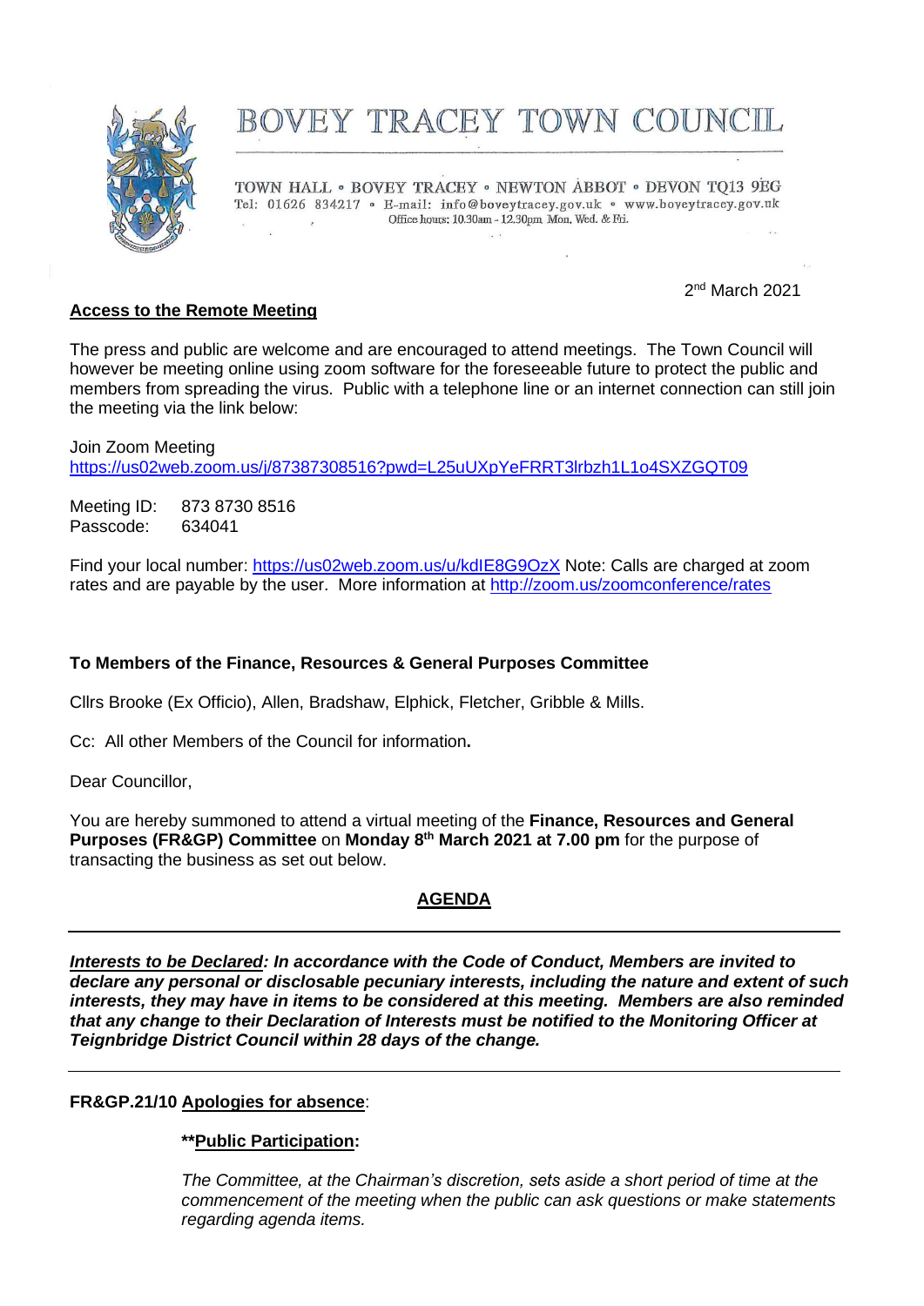# BOVEY TRACEY TOWN COUNCIL

TOWN HALL • BOVEY TRACEY • NEWTON ABBOT • DEVON TQ13 9EG
Tel: 01626 834217 • E-mail: info@boveytracey.gov.uk • www.boveytracey.gov.uk
Office hours: 10.30am - 12.30pm Mon, Wed. & Fri.

2nd March 2021

**Access to the Remote Meeting**

The press and public are welcome and are encouraged to attend meetings. The Town Council will however be meeting online using zoom software for the foreseeable future to protect the public and members from spreading the virus. Public with a telephone line or an internet connection can still join the meeting via the link below:

Join Zoom Meeting
https://us02web.zoom.us/j/87387308516?pwd=L25uUXpYeFRRT3lrbzh1L1o4SXZGQT09

Meeting ID: 873 8730 8516
Passcode: 634041

Find your local number: https://us02web.zoom.us/u/kdIE8G9OzX Note: Calls are charged at zoom rates and are payable by the user. More information at http://zoom.us/zoomconference/rates

**To Members of the Finance, Resources & General Purposes Committee**

Cllrs Brooke (Ex Officio), Allen, Bradshaw, Elphick, Fletcher, Gribble & Mills.

Cc: All other Members of the Council for information**.**

Dear Councillor,

You are hereby summoned to attend a virtual meeting of the **Finance, Resources and General Purposes (FR&GP) Committee** on **Monday 8th March 2021 at 7.00 pm** for the purpose of transacting the business as set out below.

**AGENDA**

---

***Interests to be Declared*: *In accordance with the Code of Conduct, Members are invited to declare any personal or disclosable pecuniary interests, including the nature and extent of such interests, they may have in items to be considered at this meeting. Members are also reminded that any change to their Declaration of Interests must be notified to the Monitoring Officer at Teignbridge District Council within 28 days of the change.***

---

**FR&GP.21/10 Apologies for absence**:

**\*\*Public Participation:**

*The Committee, at the Chairman's discretion, sets aside a short period of time at the commencement of the meeting when the public can ask questions or make statements regarding agenda items.*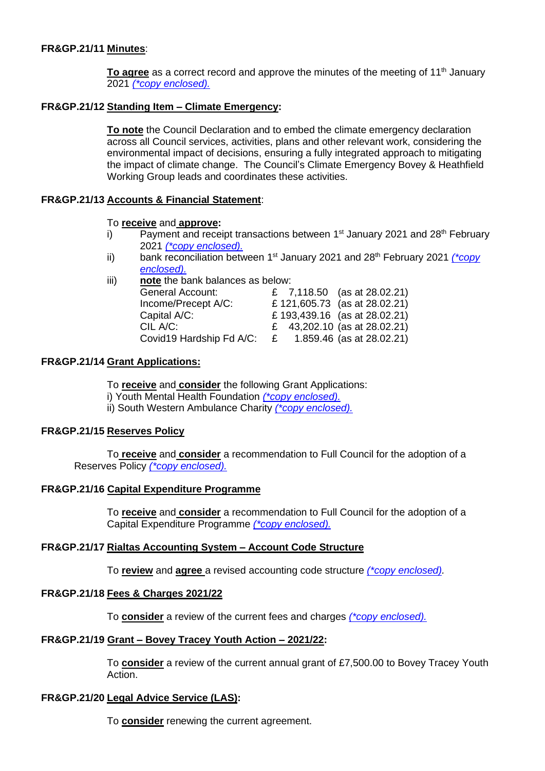**FR&GP.21/11 Minutes**:

**To agree** as a correct record and approve the minutes of the meeting of 11th January 2021 *(\*copy enclosed).*

**FR&GP.21/12 Standing Item – Climate Emergency:**

**To note** the Council Declaration and to embed the climate emergency declaration across all Council services, activities, plans and other relevant work, considering the environmental impact of decisions, ensuring a fully integrated approach to mitigating the impact of climate change. The Council's Climate Emergency Bovey & Heathfield Working Group leads and coordinates these activities.

**FR&GP.21/13 Accounts & Financial Statement**:

To **receive** and **approve:**

i) Payment and receipt transactions between 1st January 2021 and 28th February 2021 *(\*copy enclosed).*

ii) bank reconciliation between 1st January 2021 and 28th February 2021 *(\*copy enclosed).*

iii) **note** the bank balances as below:

| | | |
|---|---|---|
| General Account: | £ 7,118.50 | (as at 28.02.21) |
| Income/Precept A/C: | £ 121,605.73 | (as at 28.02.21) |
| Capital A/C: | £ 193,439.16 | (as at 28.02.21) |
| CIL A/C: | £ 43,202.10 | (as at 28.02.21) |
| Covid19 Hardship Fd A/C: | £ 1.859.46 | (as at 28.02.21) |

**FR&GP.21/14 Grant Applications:**

To **receive** and **consider** the following Grant Applications:

i) Youth Mental Health Foundation *(\*copy enclosed).*

ii) South Western Ambulance Charity *(\*copy enclosed).*

**FR&GP.21/15 Reserves Policy**

To **receive** and **consider** a recommendation to Full Council for the adoption of a Reserves Policy *(\*copy enclosed).*

**FR&GP.21/16 Capital Expenditure Programme**

To **receive** and **consider** a recommendation to Full Council for the adoption of a Capital Expenditure Programme *(\*copy enclosed).*

**FR&GP.21/17 Rialtas Accounting System – Account Code Structure**

To **review** and **agree** a revised accounting code structure *(\*copy enclosed).*

**FR&GP.21/18 Fees & Charges 2021/22**

To **consider** a review of the current fees and charges *(\*copy enclosed).*

**FR&GP.21/19 Grant – Bovey Tracey Youth Action – 2021/22:**

To **consider** a review of the current annual grant of £7,500.00 to Bovey Tracey Youth Action.

**FR&GP.21/20 Legal Advice Service (LAS):**

To **consider** renewing the current agreement.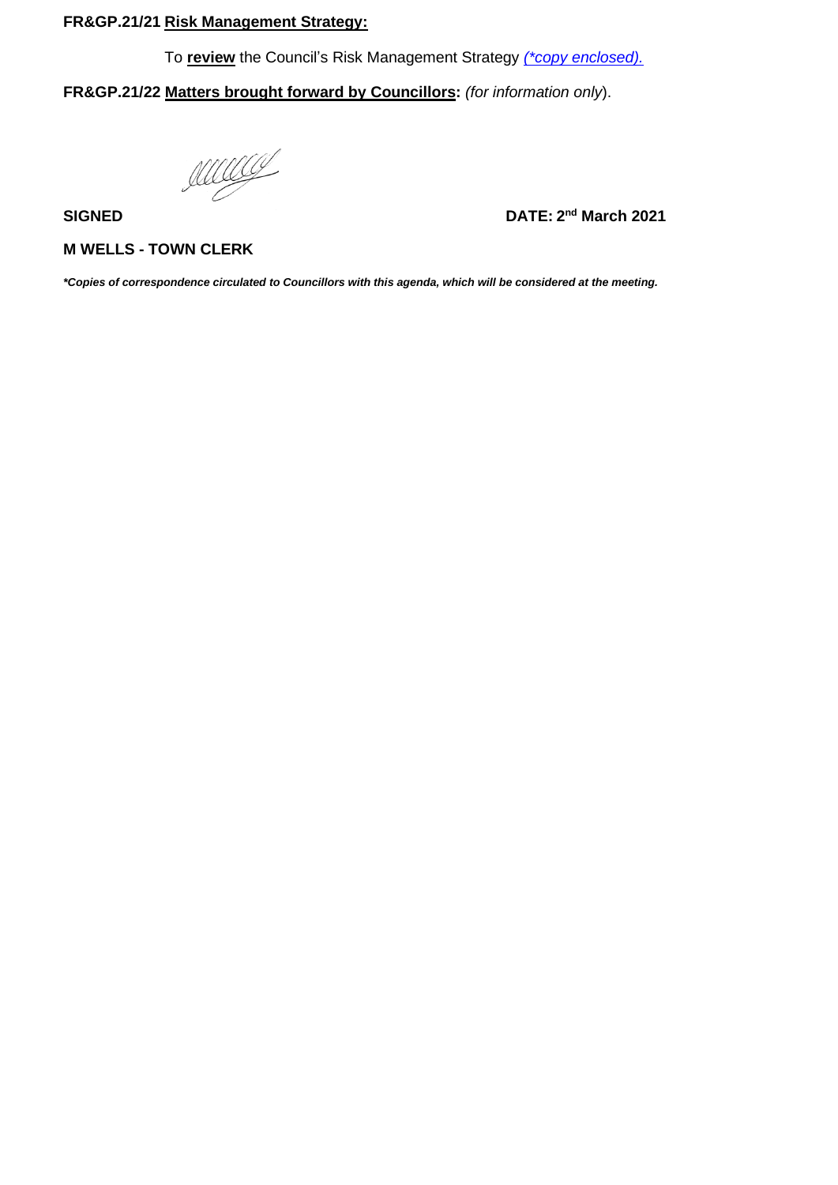**FR&GP.21/21 Risk Management Strategy:**

To **review** the Council's Risk Management Strategy *(*copy enclosed).*

**FR&GP.21/22 Matters brought forward by Councillors:** *(for information only)*.

**SIGNED** **DATE: 2nd March 2021**

**M WELLS - TOWN CLERK**

***Copies of correspondence circulated to Councillors with this agenda, which will be considered at the meeting.***